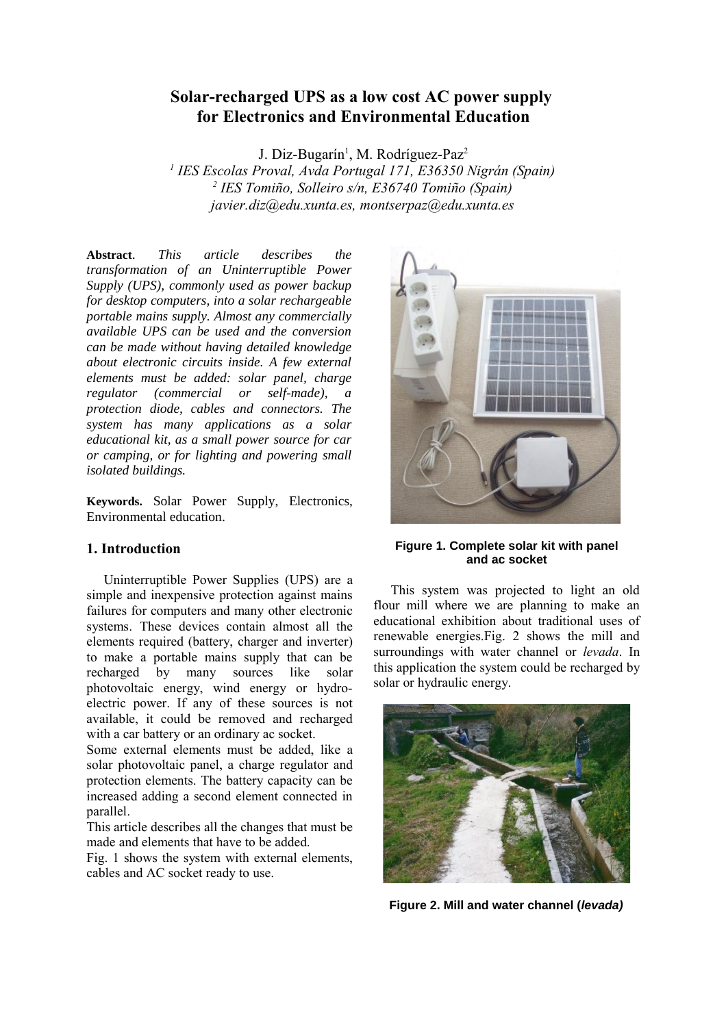# Solar-recharged UPS as a low cost AC power supply for Electronics and Environmental Education

J. Diz-Bugarín[1], M. Rodríguez-Paz[2]

[1] *IES Escolas Proval, Avda Portugal 171, E36350 Nigrán (Spain)*
[2] *IES Tomiño, Solleiro s/n, E36740 Tomiño (Spain)*
*javier.diz@edu.xunta.es, montserpaz@edu.xunta.es*

**Abstract**. *This article describes the transformation of an Uninterruptible Power Supply (UPS), commonly used as power backup for desktop computers, into a solar rechargeable portable mains supply. Almost any commercially available UPS can be used and the conversion can be made without having detailed knowledge about electronic circuits inside. A few external elements must be added: solar panel, charge regulator (commercial or self-made), a protection diode, cables and connectors. The system has many applications as a solar educational kit, as a small power source for car or camping, or for lighting and powering small isolated buildings.*

**Keywords.** Solar Power Supply, Electronics, Environmental education.

## 1. Introduction

Uninterruptible Power Supplies (UPS) are a simple and inexpensive protection against mains failures for computers and many other electronic systems. These devices contain almost all the elements required (battery, charger and inverter) to make a portable mains supply that can be recharged by many sources like solar photovoltaic energy, wind energy or hydro-electric power. If any of these sources is not available, it could be removed and recharged with a car battery or an ordinary ac socket.

Some external elements must be added, like a solar photovoltaic panel, a charge regulator and protection elements. The battery capacity can be increased adding a second element connected in parallel.

This article describes all the changes that must be made and elements that have to be added.

Fig. 1 shows the system with external elements, cables and AC socket ready to use.

**Figure 1. Complete solar kit with panel and ac socket**

This system was projected to light an old flour mill where we are planning to make an educational exhibition about traditional uses of renewable energies.Fig. 2 shows the mill and surroundings with water channel or *levada*. In this application the system could be recharged by solar or hydraulic energy.

**Figure 2. Mill and water channel (*levada)***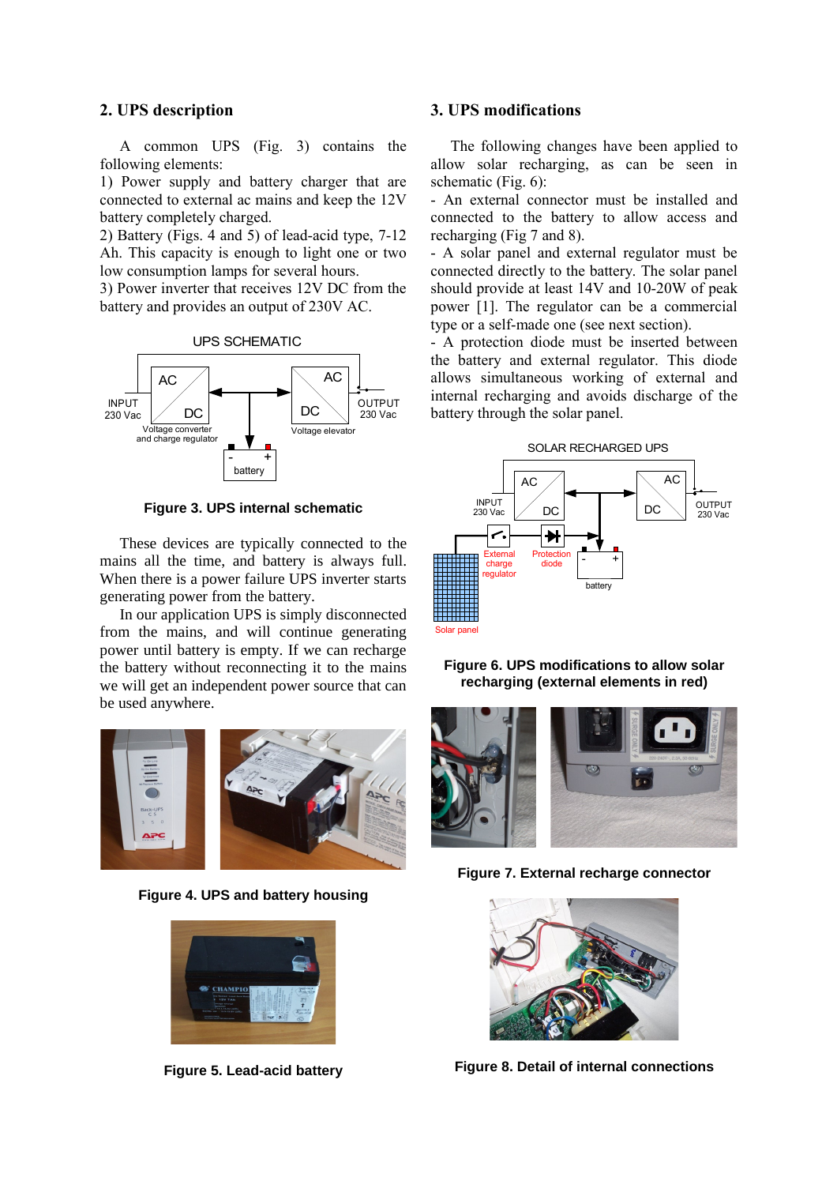## 2. UPS description

A common UPS (Fig. 3) contains the following elements:

1) Power supply and battery charger that are connected to external ac mains and keep the 12V battery completely charged.

2) Battery (Figs. 4 and 5) of lead-acid type, 7-12 Ah. This capacity is enough to light one or two low consumption lamps for several hours.

3) Power inverter that receives 12V DC from the battery and provides an output of 230V AC.

**Figure 3. UPS internal schematic**

These devices are typically connected to the mains all the time, and battery is always full. When there is a power failure UPS inverter starts generating power from the battery.

In our application UPS is simply disconnected from the mains, and will continue generating power until battery is empty. If we can recharge the battery without reconnecting it to the mains we will get an independent power source that can be used anywhere.

**Figure 4. UPS and battery housing**

**Figure 5. Lead-acid battery**

## 3. UPS modifications

The following changes have been applied to allow solar recharging, as can be seen in schematic (Fig. 6):

- An external connector must be installed and connected to the battery to allow access and recharging (Fig 7 and 8).
- A solar panel and external regulator must be connected directly to the battery. The solar panel should provide at least 14V and 10-20W of peak power [1]. The regulator can be a commercial type or a self-made one (see next section).
- A protection diode must be inserted between the battery and external regulator. This diode allows simultaneous working of external and internal recharging and avoids discharge of the battery through the solar panel.

**Figure 6. UPS modifications to allow solar recharging (external elements in red)**

**Figure 7. External recharge connector**

**Figure 8. Detail of internal connections**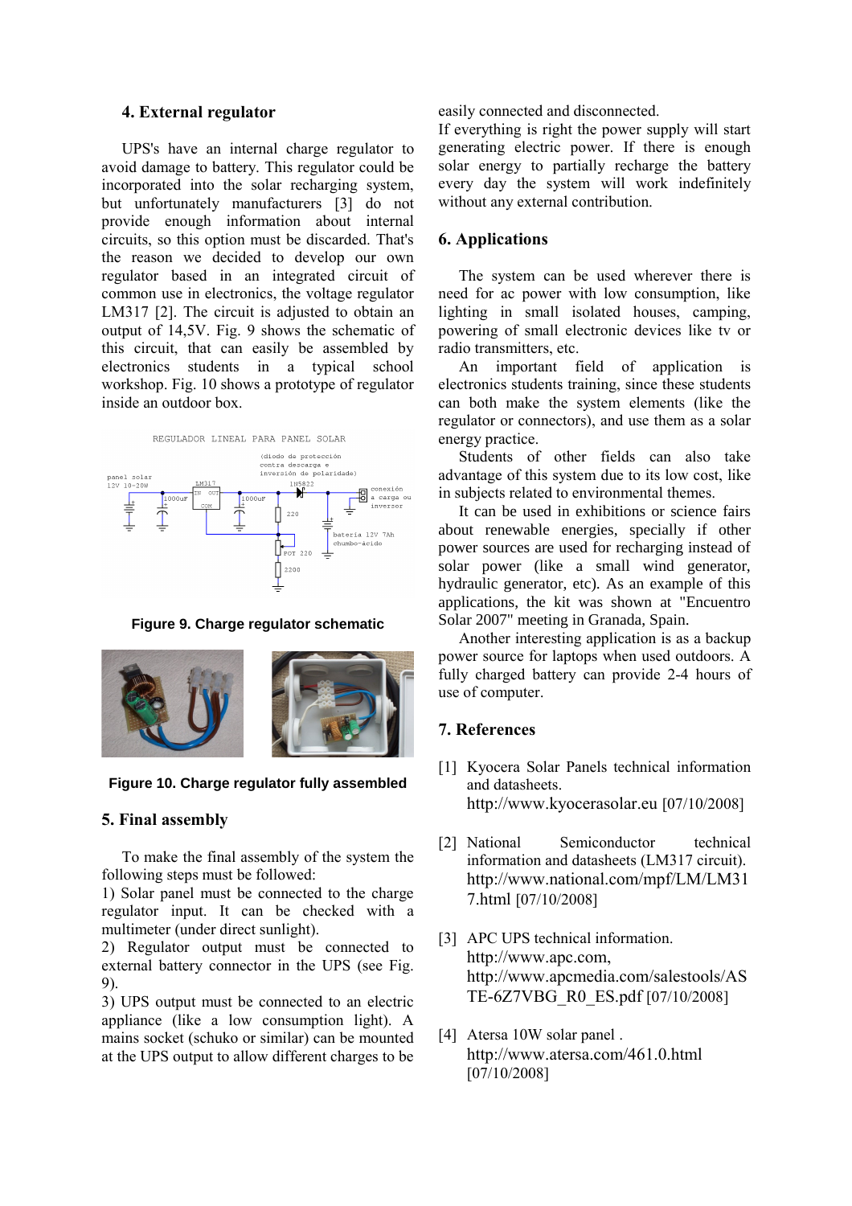## 4. External regulator

UPS's have an internal charge regulator to avoid damage to battery. This regulator could be incorporated into the solar recharging system, but unfortunately manufacturers [3] do not provide enough information about internal circuits, so this option must be discarded. That's the reason we decided to develop our own regulator based in an integrated circuit of common use in electronics, the voltage regulator LM317 [2]. The circuit is adjusted to obtain an output of 14,5V. Fig. 9 shows the schematic of this circuit, that can easily be assembled by electronics students in a typical school workshop. Fig. 10 shows a prototype of regulator inside an outdoor box.

REGULADOR LINEAL PARA PANEL SOLAR

(diodo de protección contra descarga e inversión de polaridade)

panel solar 12V 10-20W

LM317

IN OUT

COM

1000uF

1000uF

1N5822

220

POT 220

2200

conexión a carga ou inversor

batería 12V 7Ah chumbo-ácido

**Figure 9. Charge regulator schematic**

**Figure 10. Charge regulator fully assembled**

## 5. Final assembly

To make the final assembly of the system the following steps must be followed:

1) Solar panel must be connected to the charge regulator input. It can be checked with a multimeter (under direct sunlight).

2) Regulator output must be connected to external battery connector in the UPS (see Fig. 9).

3) UPS output must be connected to an electric appliance (like a low consumption light). A mains socket (schuko or similar) can be mounted at the UPS output to allow different charges to be easily connected and disconnected.

If everything is right the power supply will start generating electric power. If there is enough solar energy to partially recharge the battery every day the system will work indefinitely without any external contribution.

## 6. Applications

The system can be used wherever there is need for ac power with low consumption, like lighting in small isolated houses, camping, powering of small electronic devices like tv or radio transmitters, etc.

An important field of application is electronics students training, since these students can both make the system elements (like the regulator or connectors), and use them as a solar energy practice.

Students of other fields can also take advantage of this system due to its low cost, like in subjects related to environmental themes.

It can be used in exhibitions or science fairs about renewable energies, specially if other power sources are used for recharging instead of solar power (like a small wind generator, hydraulic generator, etc). As an example of this applications, the kit was shown at "Encuentro Solar 2007" meeting in Granada, Spain.

Another interesting application is as a backup power source for laptops when used outdoors. A fully charged battery can provide 2-4 hours of use of computer.

## 7. References

[1] Kyocera Solar Panels technical information and datasheets. http://www.kyocerasolar.eu [07/10/2008]

[2] National Semiconductor technical information and datasheets (LM317 circuit). http://www.national.com/mpf/LM/LM317.html [07/10/2008]

[3] APC UPS technical information. http://www.apc.com, http://www.apcmedia.com/salestools/ASTE-6Z7VBG_R0_ES.pdf [07/10/2008]

[4] Atersa 10W solar panel . http://www.atersa.com/461.0.html [07/10/2008]